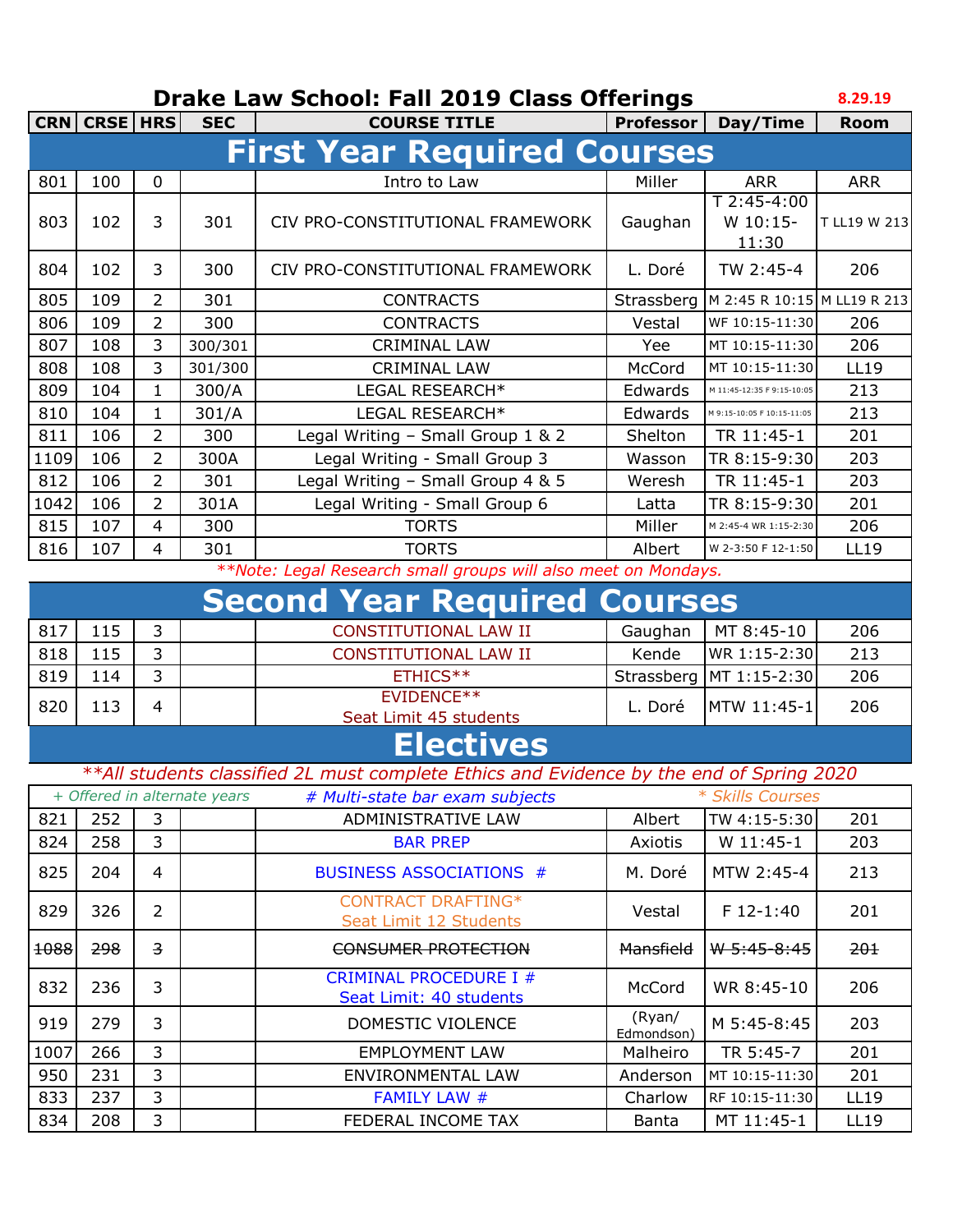# Drake Law School: Fall 2019 Class Offerings

8.29.19

| CRN | CRSE | HRS | SEC | COURSE TITLE | Professor | Day/Time | Room |
|---|---|---|---|---|---|---|---|
| **First Year Required Courses** | | | | | | | |
| 801 | 100 | 0 | | Intro to Law | Miller | ARR | ARR |
| 803 | 102 | 3 | 301 | CIV PRO-CONSTITUTIONAL FRAMEWORK | Gaughan | T 2:45-4:00 W 10:15-11:30 | T LL19 W 213 |
| 804 | 102 | 3 | 300 | CIV PRO-CONSTITUTIONAL FRAMEWORK | L. Doré | TW 2:45-4 | 206 |
| 805 | 109 | 2 | 301 | CONTRACTS | Strassberg | M 2:45 R 10:15 | M LL19 R 213 |
| 806 | 109 | 2 | 300 | CONTRACTS | Vestal | WF 10:15-11:30 | 206 |
| 807 | 108 | 3 | 300/301 | CRIMINAL LAW | Yee | MT 10:15-11:30 | 206 |
| 808 | 108 | 3 | 301/300 | CRIMINAL LAW | McCord | MT 10:15-11:30 | LL19 |
| 809 | 104 | 1 | 300/A | LEGAL RESEARCH* | Edwards | M 11:45-12:35 F 9:15-10:05 | 213 |
| 810 | 104 | 1 | 301/A | LEGAL RESEARCH* | Edwards | M 9:15-10:05 F 10:15-11:05 | 213 |
| 811 | 106 | 2 | 300 | Legal Writing – Small Group 1 & 2 | Shelton | TR 11:45-1 | 201 |
| 1109 | 106 | 2 | 300A | Legal Writing - Small Group 3 | Wasson | TR 8:15-9:30 | 203 |
| 812 | 106 | 2 | 301 | Legal Writing – Small Group 4 & 5 | Weresh | TR 11:45-1 | 203 |
| 1042 | 106 | 2 | 301A | Legal Writing - Small Group 6 | Latta | TR 8:15-9:30 | 201 |
| 815 | 107 | 4 | 300 | TORTS | Miller | M 2:45-4 WR 1:15-2:30 | 206 |
| 816 | 107 | 4 | 301 | TORTS | Albert | W 2-3:50 F 12-1:50 | LL19 |

*\*\*Note: Legal Research small groups will also meet on Mondays.*

| CRN | CRSE | HRS | SEC | COURSE TITLE | Professor | Day/Time | Room |
|---|---|---|---|---|---|---|---|
| **Second Year Required Courses** | | | | | | | |
| 817 | 115 | 3 | | CONSTITUTIONAL LAW II | Gaughan | MT 8:45-10 | 206 |
| 818 | 115 | 3 | | CONSTITUTIONAL LAW II | Kende | WR 1:15-2:30 | 213 |
| 819 | 114 | 3 | | ETHICS** | Strassberg | MT 1:15-2:30 | 206 |
| 820 | 113 | 4 | | EVIDENCE** Seat Limit 45 students | L. Doré | MTW 11:45-1 | 206 |

## Electives

*\*\*All students classified 2L must complete Ethics and Evidence by the end of Spring 2020*

*+ Offered in alternate years* | *# Multi-state bar exam subjects* | *\* Skills Courses*

| CRN | CRSE | HRS | SEC | COURSE TITLE | Professor | Day/Time | Room |
|---|---|---|---|---|---|---|---|
| 821 | 252 | 3 | | ADMINISTRATIVE LAW | Albert | TW 4:15-5:30 | 201 |
| 824 | 258 | 3 | | BAR PREP | Axiotis | W 11:45-1 | 203 |
| 825 | 204 | 4 | | BUSINESS ASSOCIATIONS # | M. Doré | MTW 2:45-4 | 213 |
| 829 | 326 | 2 | | CONTRACT DRAFTING* Seat Limit 12 Students | Vestal | F 12-1:40 | 201 |
| ~~1088~~ | ~~298~~ | ~~3~~ | | ~~CONSUMER PROTECTION~~ | ~~Mansfield~~ | ~~W 5:45-8:45~~ | ~~201~~ |
| 832 | 236 | 3 | | CRIMINAL PROCEDURE I # Seat Limit: 40 students | McCord | WR 8:45-10 | 206 |
| 919 | 279 | 3 | | DOMESTIC VIOLENCE | (Ryan/ Edmondson) | M 5:45-8:45 | 203 |
| 1007 | 266 | 3 | | EMPLOYMENT LAW | Malheiro | TR 5:45-7 | 201 |
| 950 | 231 | 3 | | ENVIRONMENTAL LAW | Anderson | MT 10:15-11:30 | 201 |
| 833 | 237 | 3 | | FAMILY LAW # | Charlow | RF 10:15-11:30 | LL19 |
| 834 | 208 | 3 | | FEDERAL INCOME TAX | Banta | MT 11:45-1 | LL19 |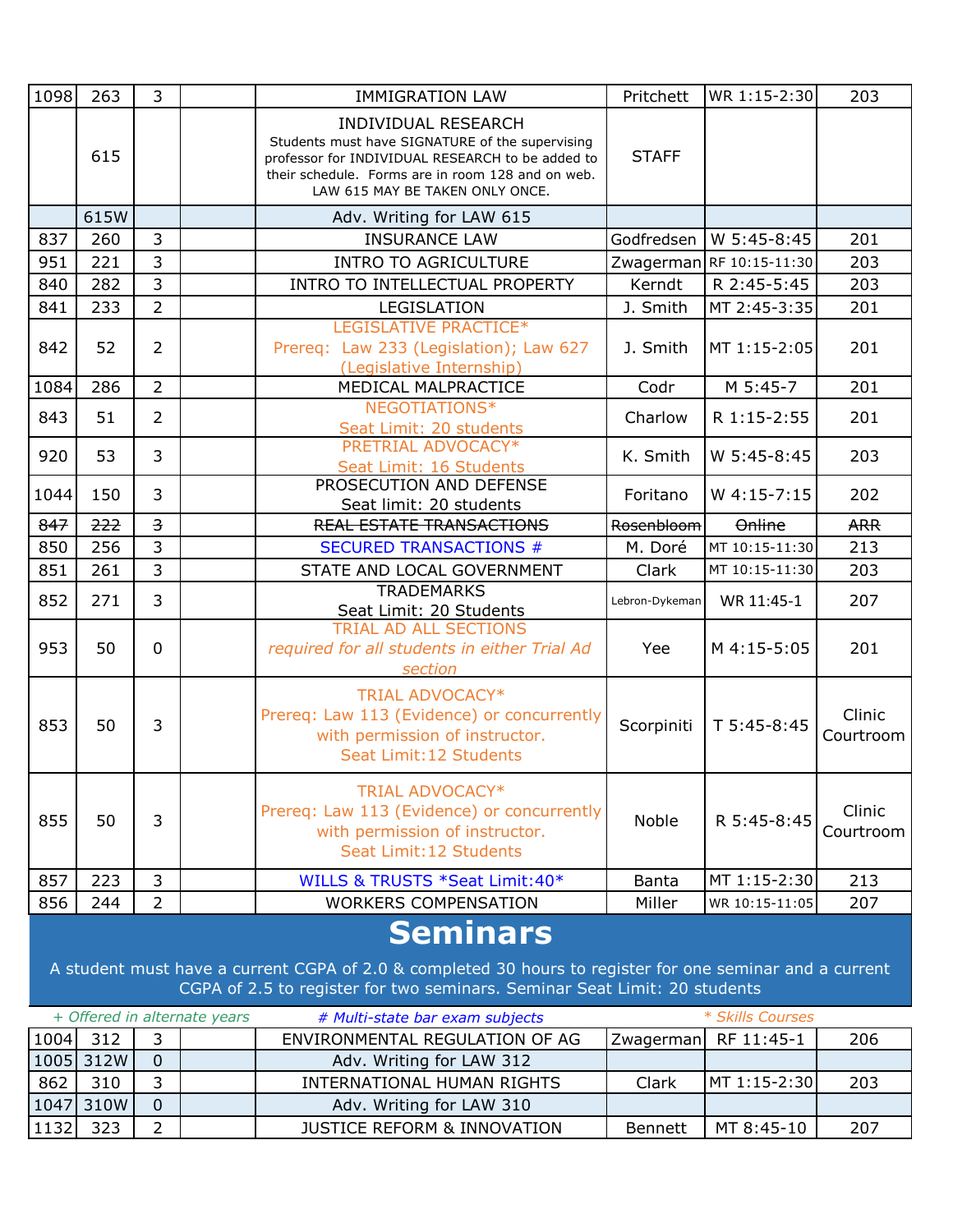| | | | | | | | |
|---|---|---|---|---|---|---|---|
| 1098 | 263 | 3 | | IMMIGRATION LAW | Pritchett | WR 1:15-2:30 | 203 |
| | 615 | | | INDIVIDUAL RESEARCH<br>Students must have SIGNATURE of the supervising professor for INDIVIDUAL RESEARCH to be added to their schedule. Forms are in room 128 and on web. LAW 615 MAY BE TAKEN ONLY ONCE. | STAFF | | |
| | 615W | | | Adv. Writing for LAW 615 | | | |
| 837 | 260 | 3 | | INSURANCE LAW | Godfredsen | W 5:45-8:45 | 201 |
| 951 | 221 | 3 | | INTRO TO AGRICULTURE | Zwagerman | RF 10:15-11:30 | 203 |
| 840 | 282 | 3 | | INTRO TO INTELLECTUAL PROPERTY | Kerndt | R 2:45-5:45 | 203 |
| 841 | 233 | 2 | | LEGISLATION | J. Smith | MT 2:45-3:35 | 201 |
| 842 | 52 | 2 | | LEGISLATIVE PRACTICE*<br>Prereq: Law 233 (Legislation); Law 627 (Legislative Internship) | J. Smith | MT 1:15-2:05 | 201 |
| 1084 | 286 | 2 | | MEDICAL MALPRACTICE | Codr | M 5:45-7 | 201 |
| 843 | 51 | 2 | | NEGOTIATIONS*<br>Seat Limit: 20 students | Charlow | R 1:15-2:55 | 201 |
| 920 | 53 | 3 | | PRETRIAL ADVOCACY*<br>Seat Limit: 16 Students | K. Smith | W 5:45-8:45 | 203 |
| 1044 | 150 | 3 | | PROSECUTION AND DEFENSE<br>Seat limit: 20 students | Foritano | W 4:15-7:15 | 202 |
| ~~847~~ | ~~222~~ | ~~3~~ | | ~~REAL ESTATE TRANSACTIONS~~ | ~~Rosenbloom~~ | ~~Online~~ | ~~ARR~~ |
| 850 | 256 | 3 | | SECURED TRANSACTIONS # | M. Doré | MT 10:15-11:30 | 213 |
| 851 | 261 | 3 | | STATE AND LOCAL GOVERNMENT | Clark | MT 10:15-11:30 | 203 |
| 852 | 271 | 3 | | TRADEMARKS<br>Seat Limit: 20 Students | Lebron-Dykeman | WR 11:45-1 | 207 |
| 953 | 50 | 0 | | TRIAL AD ALL SECTIONS<br>*required for all students in either Trial Ad section* | Yee | M 4:15-5:05 | 201 |
| 853 | 50 | 3 | | TRIAL ADVOCACY*<br>Prereq: Law 113 (Evidence) or concurrently with permission of instructor.<br>Seat Limit:12 Students | Scorpiniti | T 5:45-8:45 | Clinic Courtroom |
| 855 | 50 | 3 | | TRIAL ADVOCACY*<br>Prereq: Law 113 (Evidence) or concurrently with permission of instructor.<br>Seat Limit:12 Students | Noble | R 5:45-8:45 | Clinic Courtroom |
| 857 | 223 | 3 | | WILLS & TRUSTS *Seat Limit:40* | Banta | MT 1:15-2:30 | 213 |
| 856 | 244 | 2 | | WORKERS COMPENSATION | Miller | WR 10:15-11:05 | 207 |

# Seminars

A student must have a current CGPA of 2.0 & completed 30 hours to register for one seminar and a current CGPA of 2.5 to register for two seminars. Seminar Seat Limit: 20 students

*+ Offered in alternate years* *# Multi-state bar exam subjects* *\* Skills Courses*

| | | | | | | | |
|---|---|---|---|---|---|---|---|
| 1004 | 312 | 3 | | ENVIRONMENTAL REGULATION OF AG | Zwagerman | RF 11:45-1 | 206 |
| 1005 | 312W | 0 | | Adv. Writing for LAW 312 | | | |
| 862 | 310 | 3 | | INTERNATIONAL HUMAN RIGHTS | Clark | MT 1:15-2:30 | 203 |
| 1047 | 310W | 0 | | Adv. Writing for LAW 310 | | | |
| 1132 | 323 | 2 | | JUSTICE REFORM & INNOVATION | Bennett | MT 8:45-10 | 207 |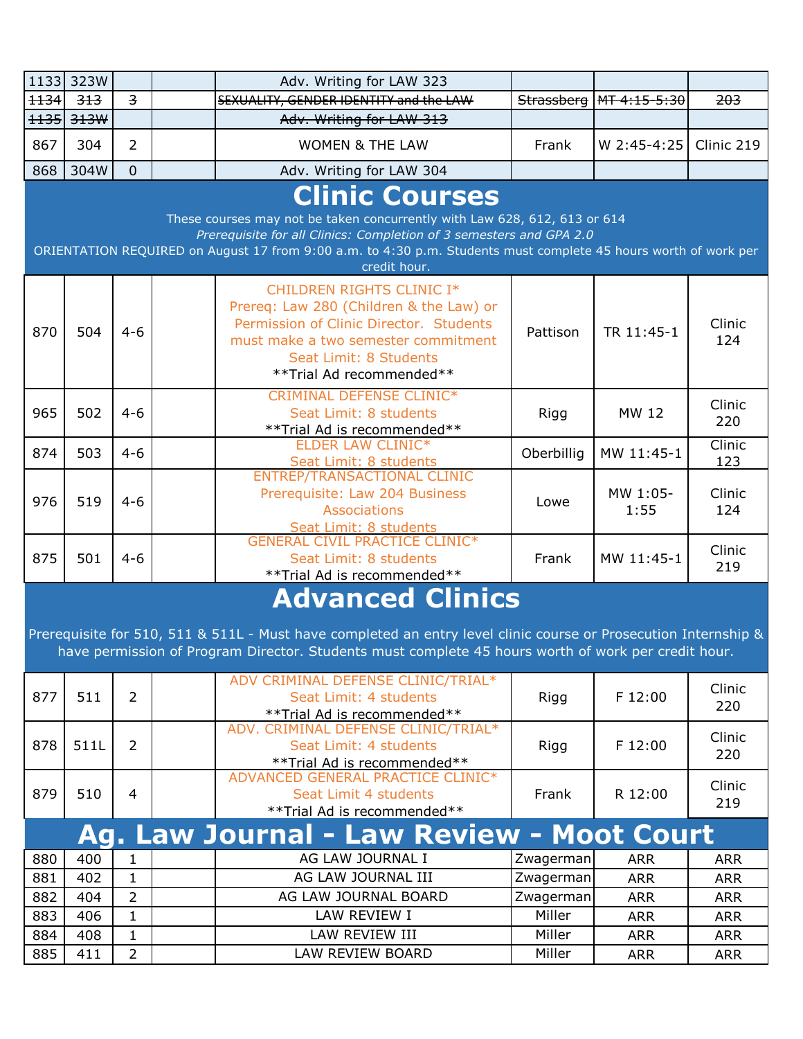| | | | | | | | |
|---|---|---|---|---|---|---|---|
| 1133 | 323W | | | Adv. Writing for LAW 323 | | | |
| ~~1134~~ | ~~313~~ | ~~3~~ | | ~~SEXUALITY, GENDER IDENTITY and the LAW~~ | ~~Strassberg~~ | ~~MT 4:15-5:30~~ | ~~203~~ |
| ~~1135~~ | ~~313W~~ | | | ~~Adv. Writing for LAW 313~~ | | | |
| 867 | 304 | 2 | | WOMEN & THE LAW | Frank | W 2:45-4:25 | Clinic 219 |
| 868 | 304W | 0 | | Adv. Writing for LAW 304 | | | |

# Clinic Courses

These courses may not be taken concurrently with Law 628, 612, 613 or 614

*Prerequisite for all Clinics: Completion of 3 semesters and GPA 2.0*

ORIENTATION REQUIRED on August 17 from 9:00 a.m. to 4:30 p.m. Students must complete 45 hours worth of work per credit hour.

| | | | | | | | |
|---|---|---|---|---|---|---|---|
| 870 | 504 | 4-6 | | CHILDREN RIGHTS CLINIC I* Prereq: Law 280 (Children & the Law) or Permission of Clinic Director. Students must make a two semester commitment Seat Limit: 8 Students **Trial Ad recommended** | Pattison | TR 11:45-1 | Clinic 124 |
| 965 | 502 | 4-6 | | CRIMINAL DEFENSE CLINIC* Seat Limit: 8 students **Trial Ad is recommended** | Rigg | MW 12 | Clinic 220 |
| 874 | 503 | 4-6 | | ELDER LAW CLINIC* Seat Limit: 8 students | Oberbillig | MW 11:45-1 | Clinic 123 |
| 976 | 519 | 4-6 | | ENTREP/TRANSACTIONAL CLINIC Prerequisite: Law 204 Business Associations Seat Limit: 8 students | Lowe | MW 1:05-1:55 | Clinic 124 |
| 875 | 501 | 4-6 | | GENERAL CIVIL PRACTICE CLINIC* Seat Limit: 8 students **Trial Ad is recommended** | Frank | MW 11:45-1 | Clinic 219 |

# Advanced Clinics

Prerequisite for 510, 511 & 511L - Must have completed an entry level clinic course or Prosecution Internship & have permission of Program Director. Students must complete 45 hours worth of work per credit hour.

| | | | | | | | |
|---|---|---|---|---|---|---|---|
| 877 | 511 | 2 | | ADV CRIMINAL DEFENSE CLINIC/TRIAL* Seat Limit: 4 students **Trial Ad is recommended** | Rigg | F 12:00 | Clinic 220 |
| 878 | 511L | 2 | | ADV. CRIMINAL DEFENSE CLINIC/TRIAL* Seat Limit: 4 students **Trial Ad is recommended** | Rigg | F 12:00 | Clinic 220 |
| 879 | 510 | 4 | | ADVANCED GENERAL PRACTICE CLINIC* Seat Limit 4 students **Trial Ad is recommended** | Frank | R 12:00 | Clinic 219 |

# Ag. Law Journal - Law Review - Moot Court

| | | | | | | | |
|---|---|---|---|---|---|---|---|
| 880 | 400 | 1 | | AG LAW JOURNAL I | Zwagerman | ARR | ARR |
| 881 | 402 | 1 | | AG LAW JOURNAL III | Zwagerman | ARR | ARR |
| 882 | 404 | 2 | | AG LAW JOURNAL BOARD | Zwagerman | ARR | ARR |
| 883 | 406 | 1 | | LAW REVIEW I | Miller | ARR | ARR |
| 884 | 408 | 1 | | LAW REVIEW III | Miller | ARR | ARR |
| 885 | 411 | 2 | | LAW REVIEW BOARD | Miller | ARR | ARR |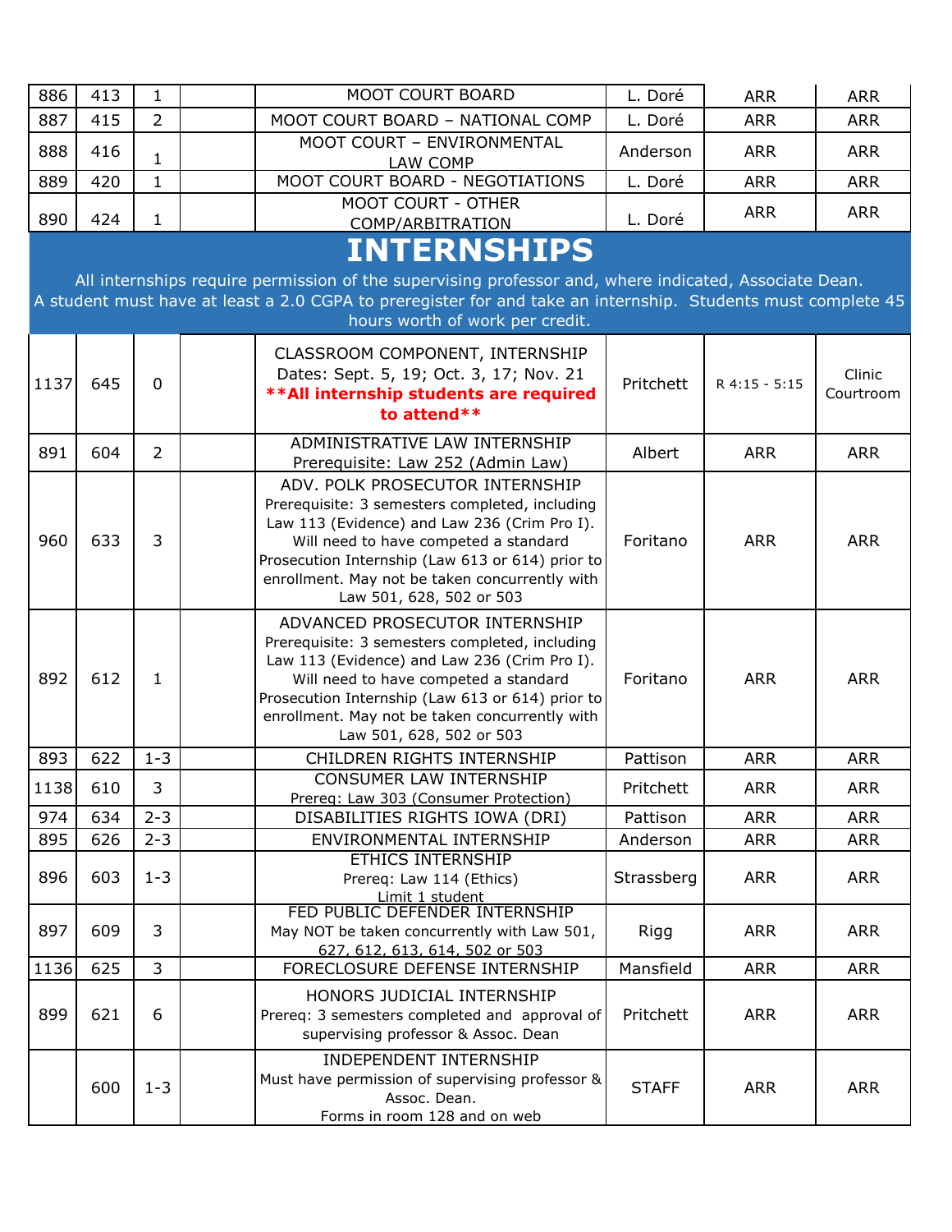| | | | | | | | |
|---|---|---|---|---|---|---|---|
| 886 | 413 | 1 | | MOOT COURT BOARD | L. Doré | ARR | ARR |
| 887 | 415 | 2 | | MOOT COURT BOARD – NATIONAL COMP | L. Doré | ARR | ARR |
| 888 | 416 | 1 | | MOOT COURT – ENVIRONMENTAL LAW COMP | Anderson | ARR | ARR |
| 889 | 420 | 1 | | MOOT COURT BOARD - NEGOTIATIONS | L. Doré | ARR | ARR |
| 890 | 424 | 1 | | MOOT COURT - OTHER COMP/ARBITRATION | L. Doré | ARR | ARR |

# INTERNSHIPS

All internships require permission of the supervising professor and, where indicated, Associate Dean. A student must have at least a 2.0 CGPA to preregister for and take an internship. Students must complete 45 hours worth of work per credit.

| | | | | | | | |
|---|---|---|---|---|---|---|---|
| 1137 | 645 | 0 | | CLASSROOM COMPONENT, INTERNSHIP<br>Dates: Sept. 5, 19; Oct. 3, 17; Nov. 21<br>**All internship students are required to attend** | Pritchett | R 4:15 - 5:15 | Clinic Courtroom |
| 891 | 604 | 2 | | ADMINISTRATIVE LAW INTERNSHIP<br>Prerequisite: Law 252 (Admin Law) | Albert | ARR | ARR |
| 960 | 633 | 3 | | ADV. POLK PROSECUTOR INTERNSHIP<br>Prerequisite: 3 semesters completed, including Law 113 (Evidence) and Law 236 (Crim Pro I). Will need to have competed a standard Prosecution Internship (Law 613 or 614) prior to enrollment. May not be taken concurrently with Law 501, 628, 502 or 503 | Foritano | ARR | ARR |
| 892 | 612 | 1 | | ADVANCED PROSECUTOR INTERNSHIP<br>Prerequisite: 3 semesters completed, including Law 113 (Evidence) and Law 236 (Crim Pro I). Will need to have competed a standard Prosecution Internship (Law 613 or 614) prior to enrollment. May not be taken concurrently with Law 501, 628, 502 or 503 | Foritano | ARR | ARR |
| 893 | 622 | 1-3 | | CHILDREN RIGHTS INTERNSHIP | Pattison | ARR | ARR |
| 1138 | 610 | 3 | | CONSUMER LAW INTERNSHIP<br>Prereq: Law 303 (Consumer Protection) | Pritchett | ARR | ARR |
| 974 | 634 | 2-3 | | DISABILITIES RIGHTS IOWA (DRI) | Pattison | ARR | ARR |
| 895 | 626 | 2-3 | | ENVIRONMENTAL INTERNSHIP | Anderson | ARR | ARR |
| 896 | 603 | 1-3 | | ETHICS INTERNSHIP<br>Prereq: Law 114 (Ethics)<br>Limit 1 student | Strassberg | ARR | ARR |
| 897 | 609 | 3 | | FED PUBLIC DEFENDER INTERNSHIP<br>May NOT be taken concurrently with Law 501, 627, 612, 613, 614, 502 or 503 | Rigg | ARR | ARR |
| 1136 | 625 | 3 | | FORECLOSURE DEFENSE INTERNSHIP | Mansfield | ARR | ARR |
| 899 | 621 | 6 | | HONORS JUDICIAL INTERNSHIP<br>Prereq: 3 semesters completed and approval of supervising professor & Assoc. Dean | Pritchett | ARR | ARR |
| | 600 | 1-3 | | INDEPENDENT INTERNSHIP<br>Must have permission of supervising professor & Assoc. Dean.<br>Forms in room 128 and on web | STAFF | ARR | ARR |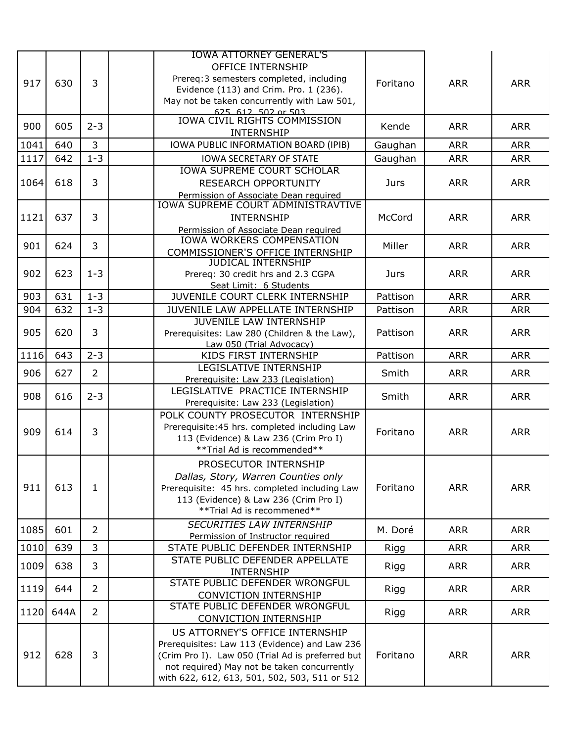| | | | | | | | |
|---|---|---|---|---|---|---|---|
| 917 | 630 | 3 | | IOWA ATTORNEY GENERAL'S OFFICE INTERNSHIP<br>Prereq:3 semesters completed, including Evidence (113) and Crim. Pro. 1 (236).<br>May not be taken concurrently with Law 501, 625, 612, 502 or 503 | Foritano | ARR | ARR |
| 900 | 605 | 2-3 | | IOWA CIVIL RIGHTS COMMISSION INTERNSHIP | Kende | ARR | ARR |
| 1041 | 640 | 3 | | IOWA PUBLIC INFORMATION BOARD (IPIB) | Gaughan | ARR | ARR |
| 1117 | 642 | 1-3 | | IOWA SECRETARY OF STATE | Gaughan | ARR | ARR |
| 1064 | 618 | 3 | | IOWA SUPREME COURT SCHOLAR RESEARCH OPPORTUNITY<br>Permission of Associate Dean required | Jurs | ARR | ARR |
| 1121 | 637 | 3 | | IOWA SUPREME COURT ADMINISTRAVTIVE INTERNSHIP<br>Permission of Associate Dean required | McCord | ARR | ARR |
| 901 | 624 | 3 | | IOWA WORKERS COMPENSATION COMMISSIONER'S OFFICE INTERNSHIP | Miller | ARR | ARR |
| 902 | 623 | 1-3 | | JUDICAL INTERNSHIP<br>Prereq: 30 credit hrs and 2.3 CGPA<br>Seat Limit: 6 Students | Jurs | ARR | ARR |
| 903 | 631 | 1-3 | | JUVENILE COURT CLERK INTERNSHIP | Pattison | ARR | ARR |
| 904 | 632 | 1-3 | | JUVENILE LAW APPELLATE INTERNSHIP | Pattison | ARR | ARR |
| 905 | 620 | 3 | | JUVENILE LAW INTERNSHIP<br>Prerequisites: Law 280 (Children & the Law), Law 050 (Trial Advocacy) | Pattison | ARR | ARR |
| 1116 | 643 | 2-3 | | KIDS FIRST INTERNSHIP | Pattison | ARR | ARR |
| 906 | 627 | 2 | | LEGISLATIVE INTERNSHIP<br>Prerequisite: Law 233 (Legislation) | Smith | ARR | ARR |
| 908 | 616 | 2-3 | | LEGISLATIVE PRACTICE INTERNSHIP<br>Prerequisite: Law 233 (Legislation) | Smith | ARR | ARR |
| 909 | 614 | 3 | | POLK COUNTY PROSECUTOR INTERNSHIP<br>Prerequisite:45 hrs. completed including Law 113 (Evidence) & Law 236 (Crim Pro I)<br>**Trial Ad is recommended** | Foritano | ARR | ARR |
| 911 | 613 | 1 | | PROSECUTOR INTERNSHIP<br>*Dallas, Story, Warren Counties only*<br>Prerequisite: 45 hrs. completed including Law 113 (Evidence) & Law 236 (Crim Pro I)<br>**Trial Ad is recommened** | Foritano | ARR | ARR |
| 1085 | 601 | 2 | | *SECURITIES LAW INTERNSHIP*<br>Permission of Instructor required | M. Doré | ARR | ARR |
| 1010 | 639 | 3 | | STATE PUBLIC DEFENDER INTERNSHIP | Rigg | ARR | ARR |
| 1009 | 638 | 3 | | STATE PUBLIC DEFENDER APPELLATE INTERNSHIP | Rigg | ARR | ARR |
| 1119 | 644 | 2 | | STATE PUBLIC DEFENDER WRONGFUL CONVICTION INTERNSHIP | Rigg | ARR | ARR |
| 1120 | 644A | 2 | | STATE PUBLIC DEFENDER WRONGFUL CONVICTION INTERNSHIP | Rigg | ARR | ARR |
| 912 | 628 | 3 | | US ATTORNEY'S OFFICE INTERNSHIP<br>Prerequisites: Law 113 (Evidence) and Law 236 (Crim Pro I). Law 050 (Trial Ad is preferred but not required) May not be taken concurrently with 622, 612, 613, 501, 502, 503, 511 or 512 | Foritano | ARR | ARR |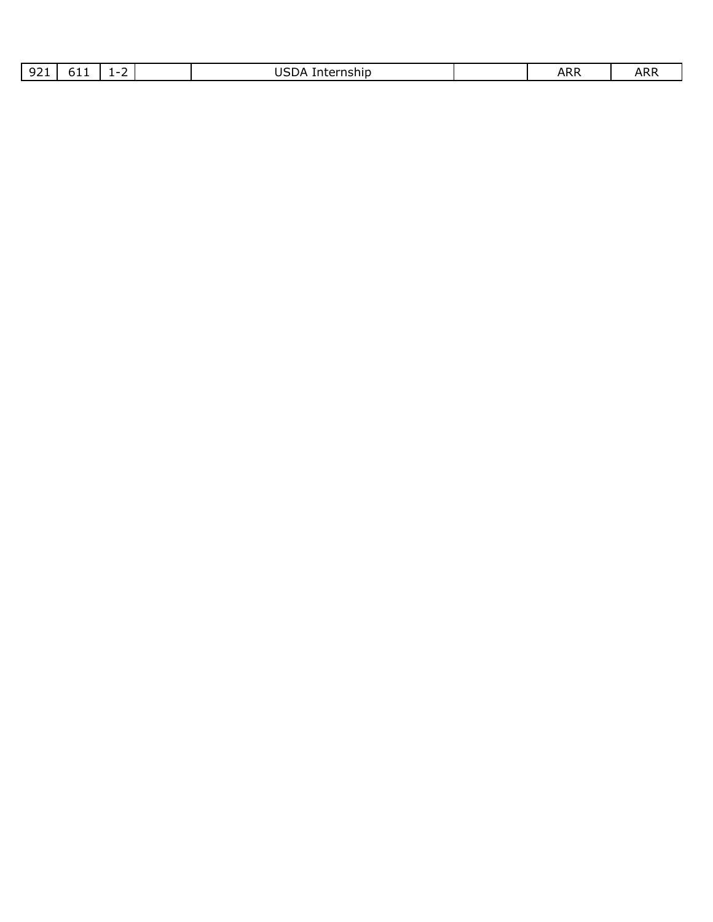| | | | | | | | |
|---|---|---|---|---|---|---|---|
| 921 | 611 | 1-2 | | USDA Internship | | ARR | ARR |